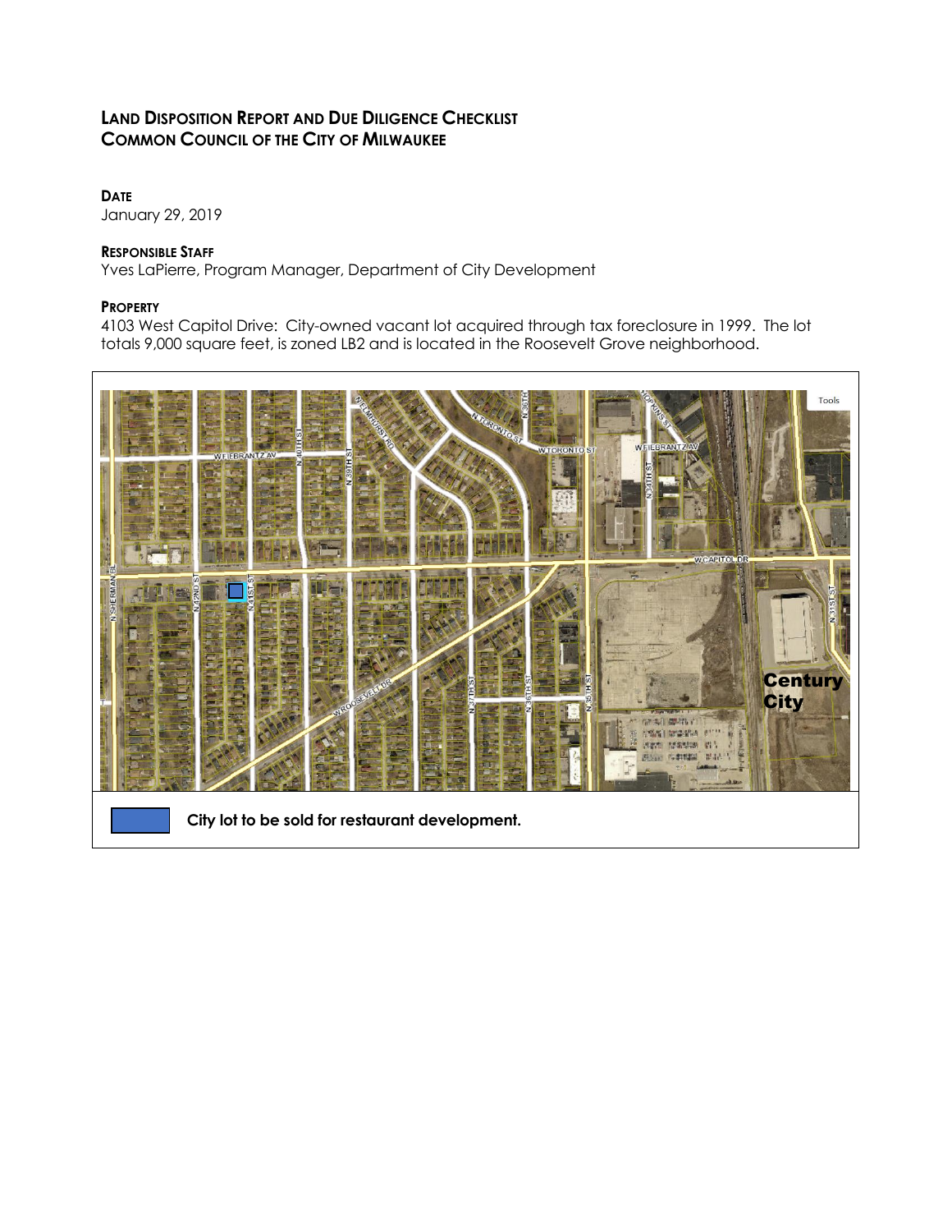# LAND DISPOSITION REPORT AND DUE DILIGENCE CHECKLIST
# COMMON COUNCIL OF THE CITY OF MILWAUKEE

**DATE**

January 29, 2019

**RESPONSIBLE STAFF**

Yves LaPierre, Program Manager, Department of City Development

**PROPERTY**

4103 West Capitol Drive: City-owned vacant lot acquired through tax foreclosure in 1999. The lot totals 9,000 square feet, is zoned LB2 and is located in the Roosevelt Grove neighborhood.

City lot to be sold for restaurant development.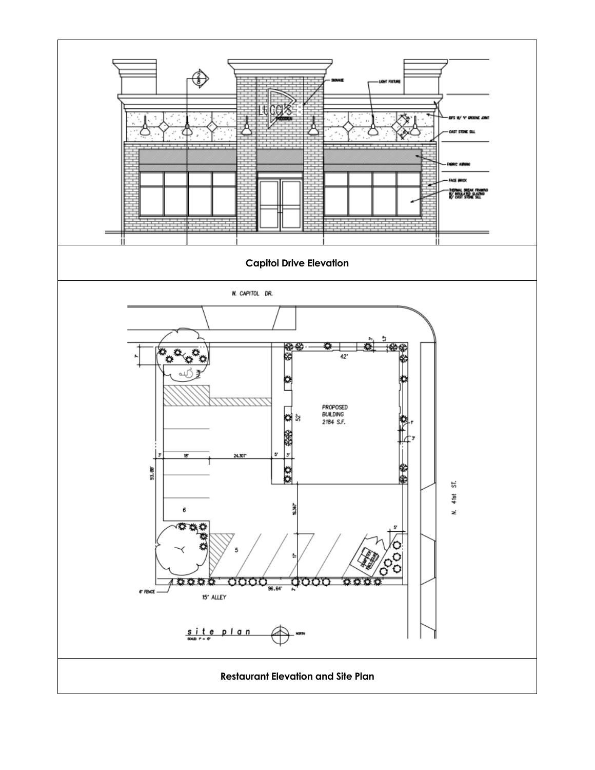**Capitol Drive Elevation**

**Restaurant Elevation and Site Plan**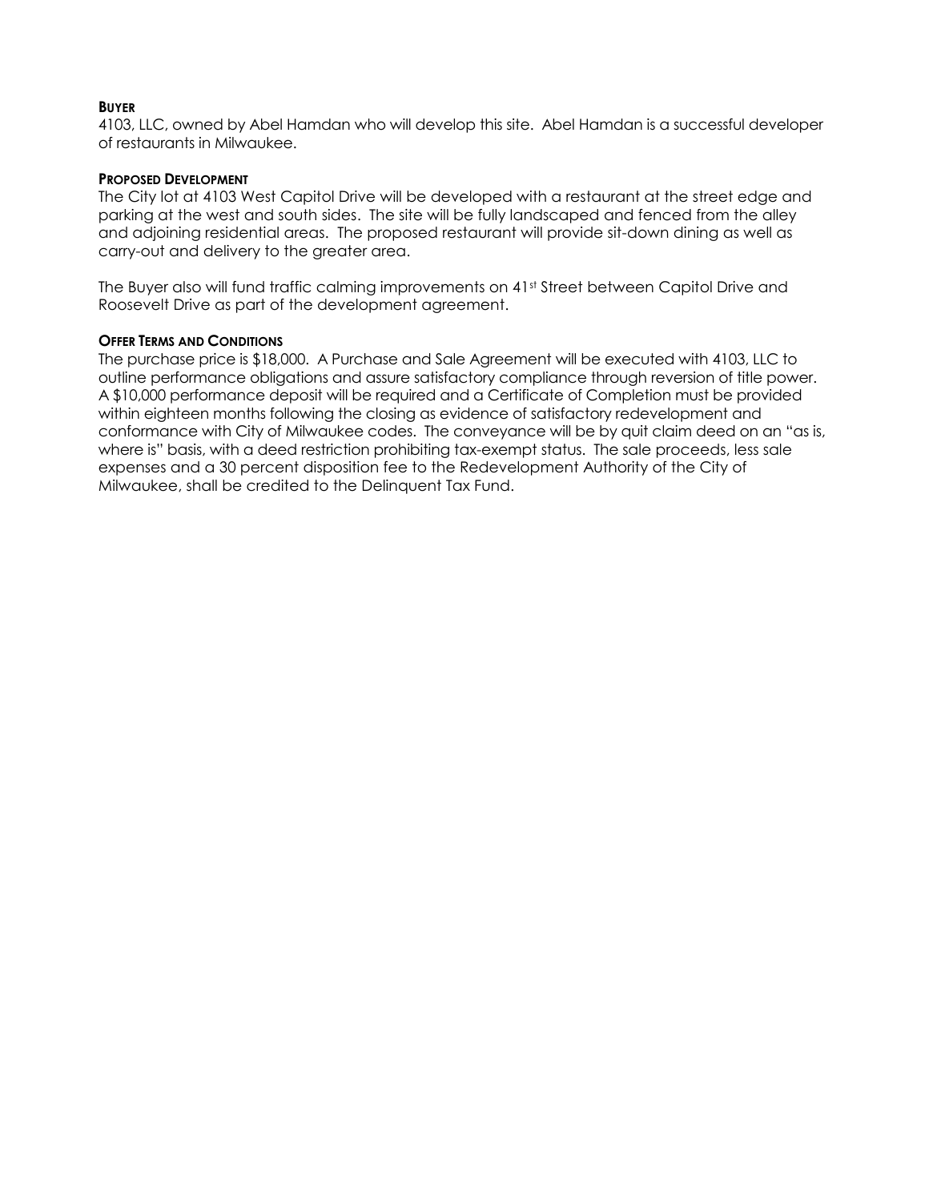**BUYER**

4103, LLC, owned by Abel Hamdan who will develop this site. Abel Hamdan is a successful developer of restaurants in Milwaukee.

**PROPOSED DEVELOPMENT**

The City lot at 4103 West Capitol Drive will be developed with a restaurant at the street edge and parking at the west and south sides. The site will be fully landscaped and fenced from the alley and adjoining residential areas. The proposed restaurant will provide sit-down dining as well as carry-out and delivery to the greater area.

The Buyer also will fund traffic calming improvements on 41st Street between Capitol Drive and Roosevelt Drive as part of the development agreement.

**OFFER TERMS AND CONDITIONS**

The purchase price is $18,000. A Purchase and Sale Agreement will be executed with 4103, LLC to outline performance obligations and assure satisfactory compliance through reversion of title power. A $10,000 performance deposit will be required and a Certificate of Completion must be provided within eighteen months following the closing as evidence of satisfactory redevelopment and conformance with City of Milwaukee codes. The conveyance will be by quit claim deed on an "as is, where is" basis, with a deed restriction prohibiting tax-exempt status. The sale proceeds, less sale expenses and a 30 percent disposition fee to the Redevelopment Authority of the City of Milwaukee, shall be credited to the Delinquent Tax Fund.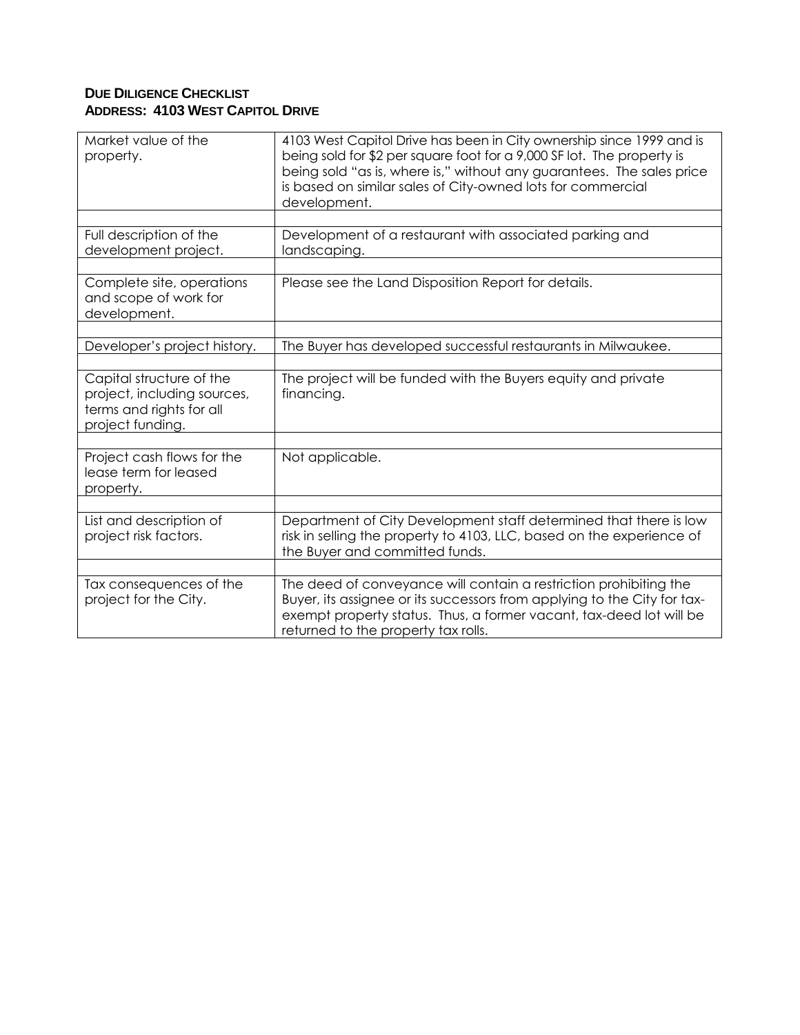**DUE DILIGENCE CHECKLIST**
**ADDRESS: 4103 WEST CAPITOL DRIVE**

| | |
|---|---|
| Market value of the property. | 4103 West Capitol Drive has been in City ownership since 1999 and is being sold for $2 per square foot for a 9,000 SF lot. The property is being sold "as is, where is," without any guarantees. The sales price is based on similar sales of City-owned lots for commercial development. |
| | |
| Full description of the development project. | Development of a restaurant with associated parking and landscaping. |
| | |
| Complete site, operations and scope of work for development. | Please see the Land Disposition Report for details. |
| | |
| Developer's project history. | The Buyer has developed successful restaurants in Milwaukee. |
| | |
| Capital structure of the project, including sources, terms and rights for all project funding. | The project will be funded with the Buyers equity and private financing. |
| | |
| Project cash flows for the lease term for leased property. | Not applicable. |
| | |
| List and description of project risk factors. | Department of City Development staff determined that there is low risk in selling the property to 4103, LLC, based on the experience of the Buyer and committed funds. |
| | |
| Tax consequences of the project for the City. | The deed of conveyance will contain a restriction prohibiting the Buyer, its assignee or its successors from applying to the City for tax-exempt property status. Thus, a former vacant, tax-deed lot will be returned to the property tax rolls. |